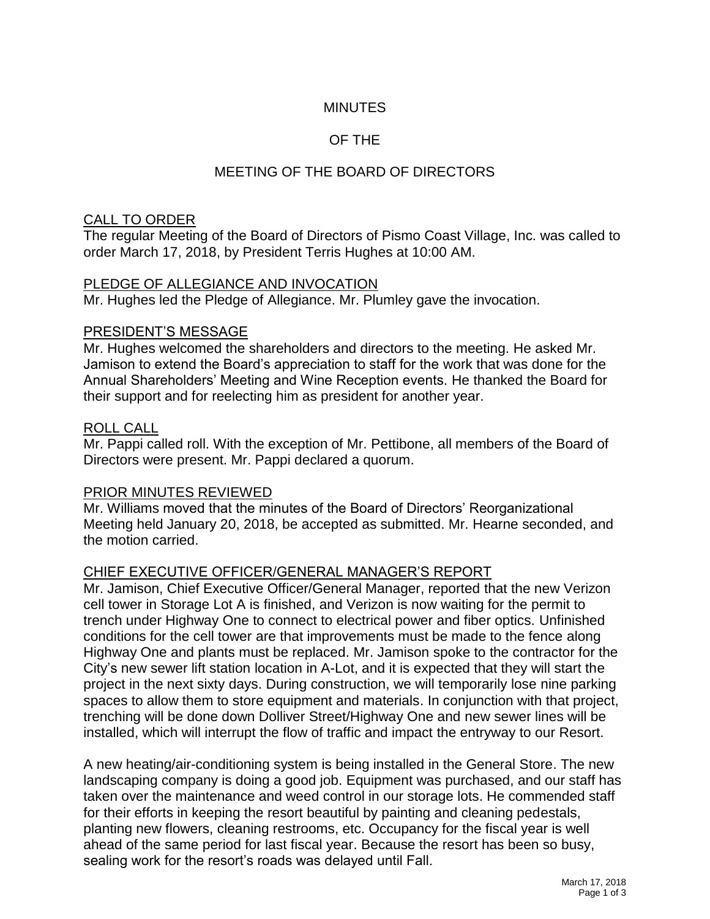# MINUTES

# OF THE

# MEETING OF THE BOARD OF DIRECTORS

## CALL TO ORDER

The regular Meeting of the Board of Directors of Pismo Coast Village, Inc. was called to order March 17, 2018, by President Terris Hughes at 10:00 AM.

## PLEDGE OF ALLEGIANCE AND INVOCATION

Mr. Hughes led the Pledge of Allegiance. Mr. Plumley gave the invocation.

## PRESIDENT'S MESSAGE

Mr. Hughes welcomed the shareholders and directors to the meeting. He asked Mr. Jamison to extend the Board's appreciation to staff for the work that was done for the Annual Shareholders' Meeting and Wine Reception events. He thanked the Board for their support and for reelecting him as president for another year.

## ROLL CALL

Mr. Pappi called roll. With the exception of Mr. Pettibone, all members of the Board of Directors were present. Mr. Pappi declared a quorum.

## PRIOR MINUTES REVIEWED

Mr. Williams moved that the minutes of the Board of Directors' Reorganizational Meeting held January 20, 2018, be accepted as submitted. Mr. Hearne seconded, and the motion carried.

## CHIEF EXECUTIVE OFFICER/GENERAL MANAGER'S REPORT

Mr. Jamison, Chief Executive Officer/General Manager, reported that the new Verizon cell tower in Storage Lot A is finished, and Verizon is now waiting for the permit to trench under Highway One to connect to electrical power and fiber optics. Unfinished conditions for the cell tower are that improvements must be made to the fence along Highway One and plants must be replaced. Mr. Jamison spoke to the contractor for the City's new sewer lift station location in A-Lot, and it is expected that they will start the project in the next sixty days. During construction, we will temporarily lose nine parking spaces to allow them to store equipment and materials. In conjunction with that project, trenching will be done down Dolliver Street/Highway One and new sewer lines will be installed, which will interrupt the flow of traffic and impact the entryway to our Resort.

A new heating/air-conditioning system is being installed in the General Store. The new landscaping company is doing a good job. Equipment was purchased, and our staff has taken over the maintenance and weed control in our storage lots. He commended staff for their efforts in keeping the resort beautiful by painting and cleaning pedestals, planting new flowers, cleaning restrooms, etc. Occupancy for the fiscal year is well ahead of the same period for last fiscal year. Because the resort has been so busy, sealing work for the resort's roads was delayed until Fall.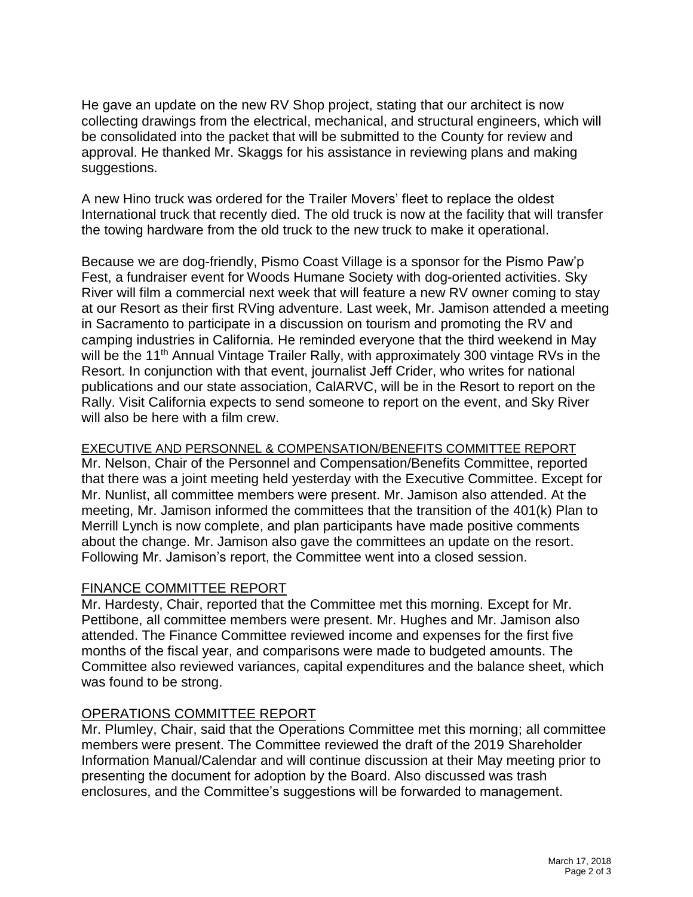He gave an update on the new RV Shop project, stating that our architect is now collecting drawings from the electrical, mechanical, and structural engineers, which will be consolidated into the packet that will be submitted to the County for review and approval. He thanked Mr. Skaggs for his assistance in reviewing plans and making suggestions.

A new Hino truck was ordered for the Trailer Movers' fleet to replace the oldest International truck that recently died. The old truck is now at the facility that will transfer the towing hardware from the old truck to the new truck to make it operational.

Because we are dog-friendly, Pismo Coast Village is a sponsor for the Pismo Paw'p Fest, a fundraiser event for Woods Humane Society with dog-oriented activities. Sky River will film a commercial next week that will feature a new RV owner coming to stay at our Resort as their first RVing adventure. Last week, Mr. Jamison attended a meeting in Sacramento to participate in a discussion on tourism and promoting the RV and camping industries in California. He reminded everyone that the third weekend in May will be the 11th Annual Vintage Trailer Rally, with approximately 300 vintage RVs in the Resort. In conjunction with that event, journalist Jeff Crider, who writes for national publications and our state association, CalARVC, will be in the Resort to report on the Rally. Visit California expects to send someone to report on the event, and Sky River will also be here with a film crew.

## EXECUTIVE AND PERSONNEL & COMPENSATION/BENEFITS COMMITTEE REPORT

Mr. Nelson, Chair of the Personnel and Compensation/Benefits Committee, reported that there was a joint meeting held yesterday with the Executive Committee. Except for Mr. Nunlist, all committee members were present. Mr. Jamison also attended. At the meeting, Mr. Jamison informed the committees that the transition of the 401(k) Plan to Merrill Lynch is now complete, and plan participants have made positive comments about the change. Mr. Jamison also gave the committees an update on the resort. Following Mr. Jamison's report, the Committee went into a closed session.

## FINANCE COMMITTEE REPORT

Mr. Hardesty, Chair, reported that the Committee met this morning. Except for Mr. Pettibone, all committee members were present. Mr. Hughes and Mr. Jamison also attended. The Finance Committee reviewed income and expenses for the first five months of the fiscal year, and comparisons were made to budgeted amounts. The Committee also reviewed variances, capital expenditures and the balance sheet, which was found to be strong.

## OPERATIONS COMMITTEE REPORT

Mr. Plumley, Chair, said that the Operations Committee met this morning; all committee members were present. The Committee reviewed the draft of the 2019 Shareholder Information Manual/Calendar and will continue discussion at their May meeting prior to presenting the document for adoption by the Board. Also discussed was trash enclosures, and the Committee's suggestions will be forwarded to management.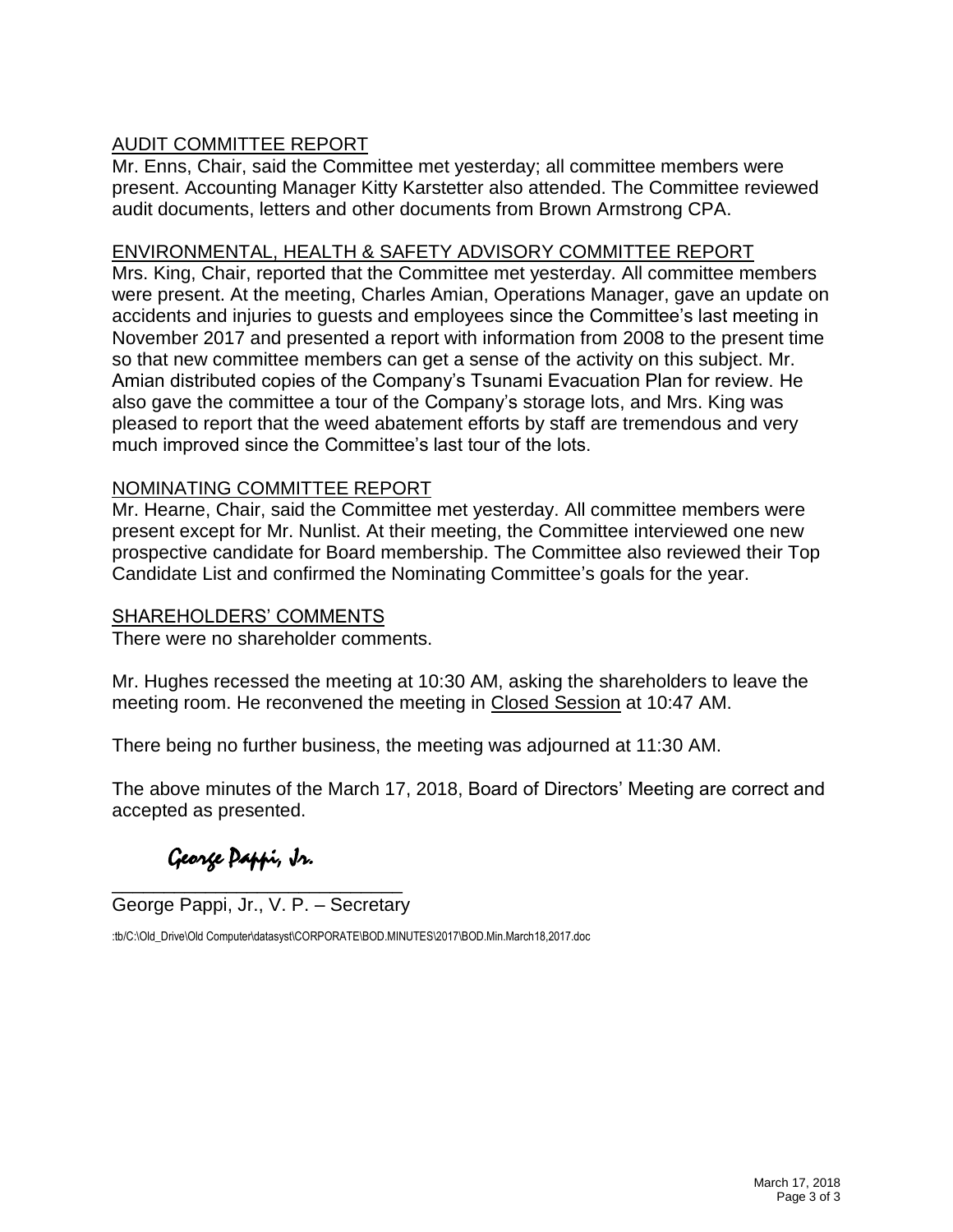AUDIT COMMITTEE REPORT

Mr. Enns, Chair, said the Committee met yesterday; all committee members were present. Accounting Manager Kitty Karstetter also attended. The Committee reviewed audit documents, letters and other documents from Brown Armstrong CPA.

ENVIRONMENTAL, HEALTH & SAFETY ADVISORY COMMITTEE REPORT

Mrs. King, Chair, reported that the Committee met yesterday. All committee members were present. At the meeting, Charles Amian, Operations Manager, gave an update on accidents and injuries to guests and employees since the Committee's last meeting in November 2017 and presented a report with information from 2008 to the present time so that new committee members can get a sense of the activity on this subject. Mr. Amian distributed copies of the Company's Tsunami Evacuation Plan for review. He also gave the committee a tour of the Company's storage lots, and Mrs. King was pleased to report that the weed abatement efforts by staff are tremendous and very much improved since the Committee's last tour of the lots.

NOMINATING COMMITTEE REPORT

Mr. Hearne, Chair, said the Committee met yesterday. All committee members were present except for Mr. Nunlist. At their meeting, the Committee interviewed one new prospective candidate for Board membership. The Committee also reviewed their Top Candidate List and confirmed the Nominating Committee's goals for the year.

SHAREHOLDERS' COMMENTS

There were no shareholder comments.

Mr. Hughes recessed the meeting at 10:30 AM, asking the shareholders to leave the meeting room. He reconvened the meeting in Closed Session at 10:47 AM.

There being no further business, the meeting was adjourned at 11:30 AM.

The above minutes of the March 17, 2018, Board of Directors' Meeting are correct and accepted as presented.

*George Pappi, Jr.*

______________________________

George Pappi, Jr., V. P. – Secretary

:tb/C:\Old_Drive\Old Computer\datasyst\CORPORATE\BOD.MINUTES\2017\BOD.Min.March18,2017.doc

March 17, 2018